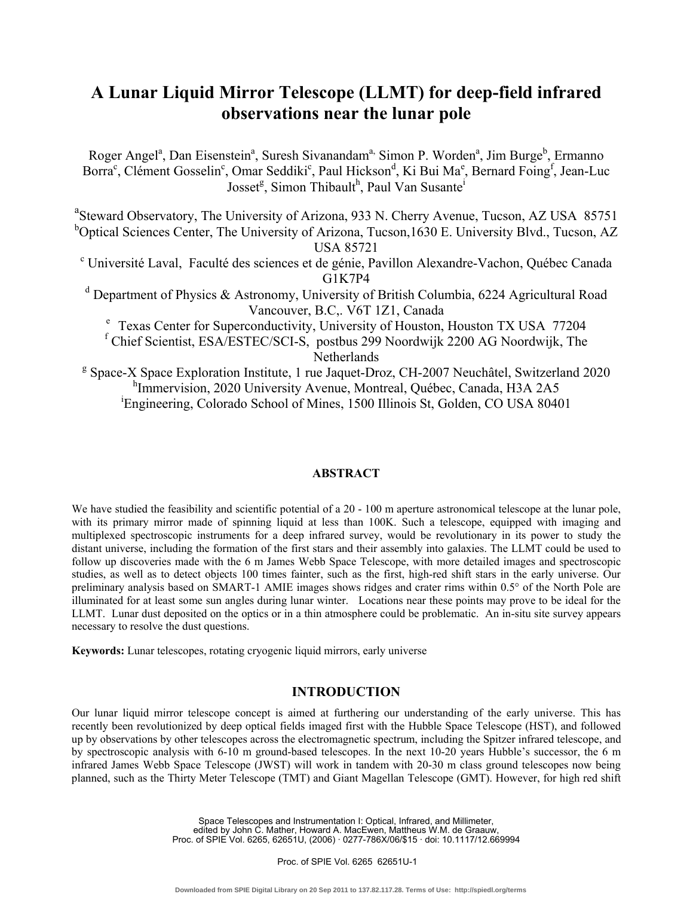# A Lunar Liquid Mirror Telescope (LLMT) for deep-field infrared observations near the lunar pole

Roger Angel[a], Dan Eisenstein[a], Suresh Sivanandam[a], Simon P. Worden[a], Jim Burge[b], Ermanno Borra[c], Clément Gosselin[c], Omar Seddiki[c], Paul Hickson[d], Ki Bui Ma[e], Bernard Foing[f], Jean-Luc Josset[g], Simon Thibault[h], Paul Van Susante[i]

[a]Steward Observatory, The University of Arizona, 933 N. Cherry Avenue, Tucson, AZ USA 85751
[b]Optical Sciences Center, The University of Arizona, Tucson,1630 E. University Blvd., Tucson, AZ USA 85721
[c] Université Laval, Faculté des sciences et de génie, Pavillon Alexandre-Vachon, Québec Canada G1K7P4
[d] Department of Physics & Astronomy, University of British Columbia, 6224 Agricultural Road Vancouver, B.C,. V6T 1Z1, Canada
[e] Texas Center for Superconductivity, University of Houston, Houston TX USA 77204
[f] Chief Scientist, ESA/ESTEC/SCI-S, postbus 299 Noordwijk 2200 AG Noordwijk, The Netherlands
[g] Space-X Space Exploration Institute, 1 rue Jaquet-Droz, CH-2007 Neuchâtel, Switzerland 2020
[h]Immervision, 2020 University Avenue, Montreal, Québec, Canada, H3A 2A5
[i]Engineering, Colorado School of Mines, 1500 Illinois St, Golden, CO USA 80401

## ABSTRACT

We have studied the feasibility and scientific potential of a 20 - 100 m aperture astronomical telescope at the lunar pole, with its primary mirror made of spinning liquid at less than 100K. Such a telescope, equipped with imaging and multiplexed spectroscopic instruments for a deep infrared survey, would be revolutionary in its power to study the distant universe, including the formation of the first stars and their assembly into galaxies. The LLMT could be used to follow up discoveries made with the 6 m James Webb Space Telescope, with more detailed images and spectroscopic studies, as well as to detect objects 100 times fainter, such as the first, high-red shift stars in the early universe. Our preliminary analysis based on SMART-1 AMIE images shows ridges and crater rims within 0.5° of the North Pole are illuminated for at least some sun angles during lunar winter. Locations near these points may prove to be ideal for the LLMT. Lunar dust deposited on the optics or in a thin atmosphere could be problematic. An in-situ site survey appears necessary to resolve the dust questions.

**Keywords:** Lunar telescopes, rotating cryogenic liquid mirrors, early universe

## INTRODUCTION

Our lunar liquid mirror telescope concept is aimed at furthering our understanding of the early universe. This has recently been revolutionized by deep optical fields imaged first with the Hubble Space Telescope (HST), and followed up by observations by other telescopes across the electromagnetic spectrum, including the Spitzer infrared telescope, and by spectroscopic analysis with 6-10 m ground-based telescopes. In the next 10-20 years Hubble's successor, the 6 m infrared James Webb Space Telescope (JWST) will work in tandem with 20-30 m class ground telescopes now being planned, such as the Thirty Meter Telescope (TMT) and Giant Magellan Telescope (GMT). However, for high red shift

Space Telescopes and Instrumentation I: Optical, Infrared, and Millimeter, edited by John C. Mather, Howard A. MacEwen, Mattheus W.M. de Graauw, Proc. of SPIE Vol. 6265, 62651U, (2006) · 0277-786X/06/$15 · doi: 10.1117/12.669994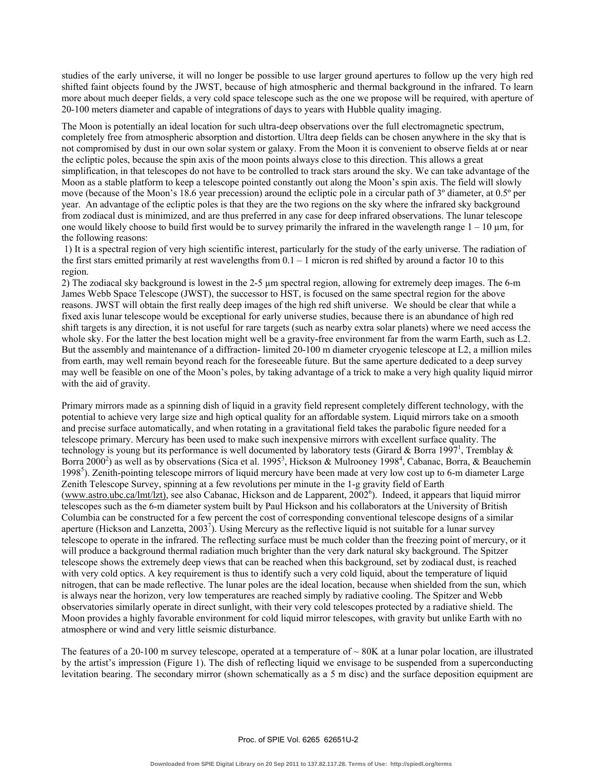studies of the early universe, it will no longer be possible to use larger ground apertures to follow up the very high red shifted faint objects found by the JWST, because of high atmospheric and thermal background in the infrared. To learn more about much deeper fields, a very cold space telescope such as the one we propose will be required, with aperture of 20-100 meters diameter and capable of integrations of days to years with Hubble quality imaging.

The Moon is potentially an ideal location for such ultra-deep observations over the full electromagnetic spectrum, completely free from atmospheric absorption and distortion. Ultra deep fields can be chosen anywhere in the sky that is not compromised by dust in our own solar system or galaxy. From the Moon it is convenient to observe fields at or near the ecliptic poles, because the spin axis of the moon points always close to this direction. This allows a great simplification, in that telescopes do not have to be controlled to track stars around the sky. We can take advantage of the Moon as a stable platform to keep a telescope pointed constantly out along the Moon's spin axis. The field will slowly move (because of the Moon's 18.6 year precession) around the ecliptic pole in a circular path of 3º diameter, at 0.5º per year. An advantage of the ecliptic poles is that they are the two regions on the sky where the infrared sky background from zodiacal dust is minimized, and are thus preferred in any case for deep infrared observations. The lunar telescope one would likely choose to build first would be to survey primarily the infrared in the wavelength range 1 – 10 µm, for the following reasons:

1) It is a spectral region of very high scientific interest, particularly for the study of the early universe. The radiation of the first stars emitted primarily at rest wavelengths from 0.1 – 1 micron is red shifted by around a factor 10 to this region.
2) The zodiacal sky background is lowest in the 2-5 µm spectral region, allowing for extremely deep images. The 6-m James Webb Space Telescope (JWST), the successor to HST, is focused on the same spectral region for the above reasons. JWST will obtain the first really deep images of the high red shift universe. We should be clear that while a fixed axis lunar telescope would be exceptional for early universe studies, because there is an abundance of high red shift targets is any direction, it is not useful for rare targets (such as nearby extra solar planets) where we need access the whole sky. For the latter the best location might well be a gravity-free environment far from the warm Earth, such as L2. But the assembly and maintenance of a diffraction- limited 20-100 m diameter cryogenic telescope at L2, a million miles from earth, may well remain beyond reach for the foreseeable future. But the same aperture dedicated to a deep survey may well be feasible on one of the Moon's poles, by taking advantage of a trick to make a very high quality liquid mirror with the aid of gravity.

Primary mirrors made as a spinning dish of liquid in a gravity field represent completely different technology, with the potential to achieve very large size and high optical quality for an affordable system. Liquid mirrors take on a smooth and precise surface automatically, and when rotating in a gravitational field takes the parabolic figure needed for a telescope primary. Mercury has been used to make such inexpensive mirrors with excellent surface quality. The technology is young but its performance is well documented by laboratory tests (Girard & Borra 1997[1], Tremblay & Borra 2000[2]) as well as by observations (Sica et al. 1995[3], Hickson & Mulrooney 1998[4], Cabanac, Borra, & Beauchemin 1998[5]). Zenith-pointing telescope mirrors of liquid mercury have been made at very low cost up to 6-m diameter Large Zenith Telescope Survey, spinning at a few revolutions per minute in the 1-g gravity field of Earth (www.astro.ubc.ca/lmt/lzt), see also Cabanac, Hickson and de Lapparent, 2002[6]). Indeed, it appears that liquid mirror telescopes such as the 6-m diameter system built by Paul Hickson and his collaborators at the University of British Columbia can be constructed for a few percent the cost of corresponding conventional telescope designs of a similar aperture (Hickson and Lanzetta, 2003[7]). Using Mercury as the reflective liquid is not suitable for a lunar survey telescope to operate in the infrared. The reflecting surface must be much colder than the freezing point of mercury, or it will produce a background thermal radiation much brighter than the very dark natural sky background. The Spitzer telescope shows the extremely deep views that can be reached when this background, set by zodiacal dust, is reached with very cold optics. A key requirement is thus to identify such a very cold liquid, about the temperature of liquid nitrogen, that can be made reflective. The lunar poles are the ideal location, because when shielded from the sun, which is always near the horizon, very low temperatures are reached simply by radiative cooling. The Spitzer and Webb observatories similarly operate in direct sunlight, with their very cold telescopes protected by a radiative shield. The Moon provides a highly favorable environment for cold liquid mirror telescopes, with gravity but unlike Earth with no atmosphere or wind and very little seismic disturbance.

The features of a 20-100 m survey telescope, operated at a temperature of ~ 80K at a lunar polar location, are illustrated by the artist's impression (Figure 1). The dish of reflecting liquid we envisage to be suspended from a superconducting levitation bearing. The secondary mirror (shown schematically as a 5 m disc) and the surface deposition equipment are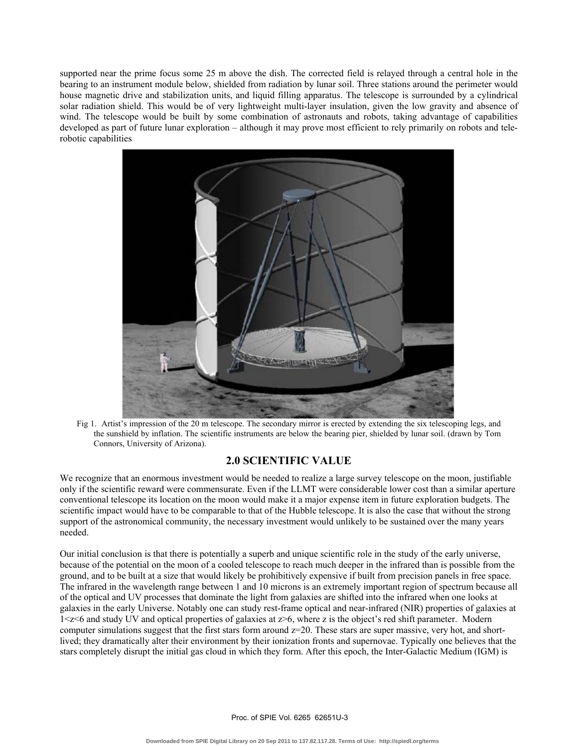supported near the prime focus some 25 m above the dish. The corrected field is relayed through a central hole in the bearing to an instrument module below, shielded from radiation by lunar soil. Three stations around the perimeter would house magnetic drive and stabilization units, and liquid filling apparatus. The telescope is surrounded by a cylindrical solar radiation shield. This would be of very lightweight multi-layer insulation, given the low gravity and absence of wind. The telescope would be built by some combination of astronauts and robots, taking advantage of capabilities developed as part of future lunar exploration – although it may prove most efficient to rely primarily on robots and tele-robotic capabilities

Fig 1. Artist's impression of the 20 m telescope. The secondary mirror is erected by extending the six telescoping legs, and the sunshield by inflation. The scientific instruments are below the bearing pier, shielded by lunar soil. (drawn by Tom Connors, University of Arizona).

## 2.0 SCIENTIFIC VALUE

We recognize that an enormous investment would be needed to realize a large survey telescope on the moon, justifiable only if the scientific reward were commensurate. Even if the LLMT were considerable lower cost than a similar aperture conventional telescope its location on the moon would make it a major expense item in future exploration budgets. The scientific impact would have to be comparable to that of the Hubble telescope. It is also the case that without the strong support of the astronomical community, the necessary investment would unlikely to be sustained over the many years needed.

Our initial conclusion is that there is potentially a superb and unique scientific role in the study of the early universe, because of the potential on the moon of a cooled telescope to reach much deeper in the infrared than is possible from the ground, and to be built at a size that would likely be prohibitively expensive if built from precision panels in free space. The infrared in the wavelength range between 1 and 10 microns is an extremely important region of spectrum because all of the optical and UV processes that dominate the light from galaxies are shifted into the infrared when one looks at galaxies in the early Universe. Notably one can study rest-frame optical and near-infrared (NIR) properties of galaxies at $1<z<6$ and study UV and optical properties of galaxies at $z>6$, where z is the object's red shift parameter. Modern computer simulations suggest that the first stars form around $z=20$. These stars are super massive, very hot, and short-lived; they dramatically alter their environment by their ionization fronts and supernovae. Typically one believes that the stars completely disrupt the initial gas cloud in which they form. After this epoch, the Inter-Galactic Medium (IGM) is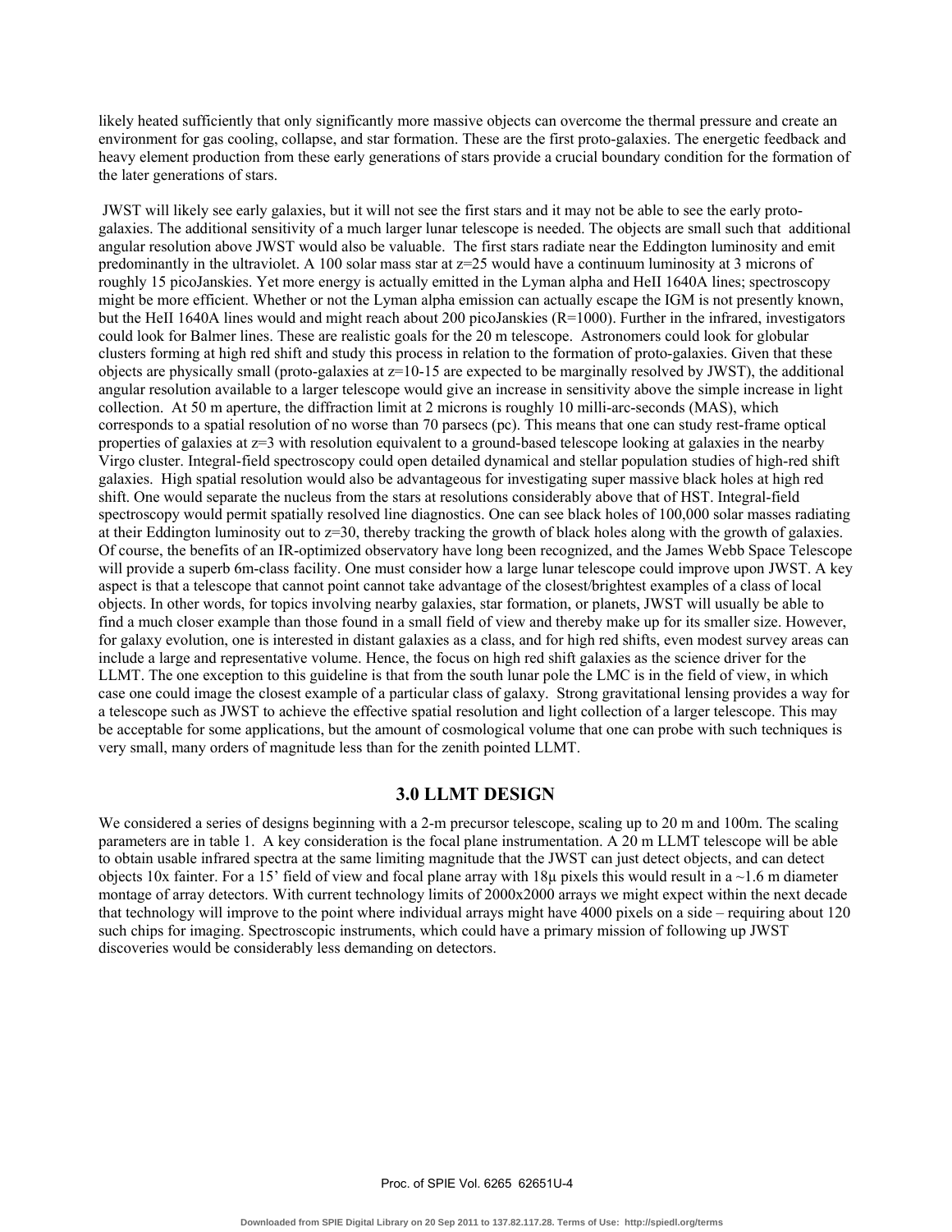likely heated sufficiently that only significantly more massive objects can overcome the thermal pressure and create an environment for gas cooling, collapse, and star formation. These are the first proto-galaxies. The energetic feedback and heavy element production from these early generations of stars provide a crucial boundary condition for the formation of the later generations of stars.

JWST will likely see early galaxies, but it will not see the first stars and it may not be able to see the early proto-galaxies. The additional sensitivity of a much larger lunar telescope is needed. The objects are small such that additional angular resolution above JWST would also be valuable. The first stars radiate near the Eddington luminosity and emit predominantly in the ultraviolet. A 100 solar mass star at $z=25$ would have a continuum luminosity at 3 microns of roughly 15 picoJanskies. Yet more energy is actually emitted in the Lyman alpha and HeII 1640A lines; spectroscopy might be more efficient. Whether or not the Lyman alpha emission can actually escape the IGM is not presently known, but the HeII 1640A lines would and might reach about 200 picoJanskies (R=1000). Further in the infrared, investigators could look for Balmer lines. These are realistic goals for the 20 m telescope. Astronomers could look for globular clusters forming at high red shift and study this process in relation to the formation of proto-galaxies. Given that these objects are physically small (proto-galaxies at $z=10$-$15$ are expected to be marginally resolved by JWST), the additional angular resolution available to a larger telescope would give an increase in sensitivity above the simple increase in light collection. At 50 m aperture, the diffraction limit at 2 microns is roughly 10 milli-arc-seconds (MAS), which corresponds to a spatial resolution of no worse than 70 parsecs (pc). This means that one can study rest-frame optical properties of galaxies at $z=3$ with resolution equivalent to a ground-based telescope looking at galaxies in the nearby Virgo cluster. Integral-field spectroscopy could open detailed dynamical and stellar population studies of high-red shift galaxies. High spatial resolution would also be advantageous for investigating super massive black holes at high red shift. One would separate the nucleus from the stars at resolutions considerably above that of HST. Integral-field spectroscopy would permit spatially resolved line diagnostics. One can see black holes of 100,000 solar masses radiating at their Eddington luminosity out to $z=30$, thereby tracking the growth of black holes along with the growth of galaxies. Of course, the benefits of an IR-optimized observatory have long been recognized, and the James Webb Space Telescope will provide a superb 6m-class facility. One must consider how a large lunar telescope could improve upon JWST. A key aspect is that a telescope that cannot point cannot take advantage of the closest/brightest examples of a class of local objects. In other words, for topics involving nearby galaxies, star formation, or planets, JWST will usually be able to find a much closer example than those found in a small field of view and thereby make up for its smaller size. However, for galaxy evolution, one is interested in distant galaxies as a class, and for high red shifts, even modest survey areas can include a large and representative volume. Hence, the focus on high red shift galaxies as the science driver for the LLMT. The one exception to this guideline is that from the south lunar pole the LMC is in the field of view, in which case one could image the closest example of a particular class of galaxy. Strong gravitational lensing provides a way for a telescope such as JWST to achieve the effective spatial resolution and light collection of a larger telescope. This may be acceptable for some applications, but the amount of cosmological volume that one can probe with such techniques is very small, many orders of magnitude less than for the zenith pointed LLMT.

## 3.0 LLMT DESIGN

We considered a series of designs beginning with a 2-m precursor telescope, scaling up to 20 m and 100m. The scaling parameters are in table 1. A key consideration is the focal plane instrumentation. A 20 m LLMT telescope will be able to obtain usable infrared spectra at the same limiting magnitude that the JWST can just detect objects, and can detect objects 10x fainter. For a 15' field of view and focal plane array with 18μ pixels this would result in a ~1.6 m diameter montage of array detectors. With current technology limits of 2000x2000 arrays we might expect within the next decade that technology will improve to the point where individual arrays might have 4000 pixels on a side – requiring about 120 such chips for imaging. Spectroscopic instruments, which could have a primary mission of following up JWST discoveries would be considerably less demanding on detectors.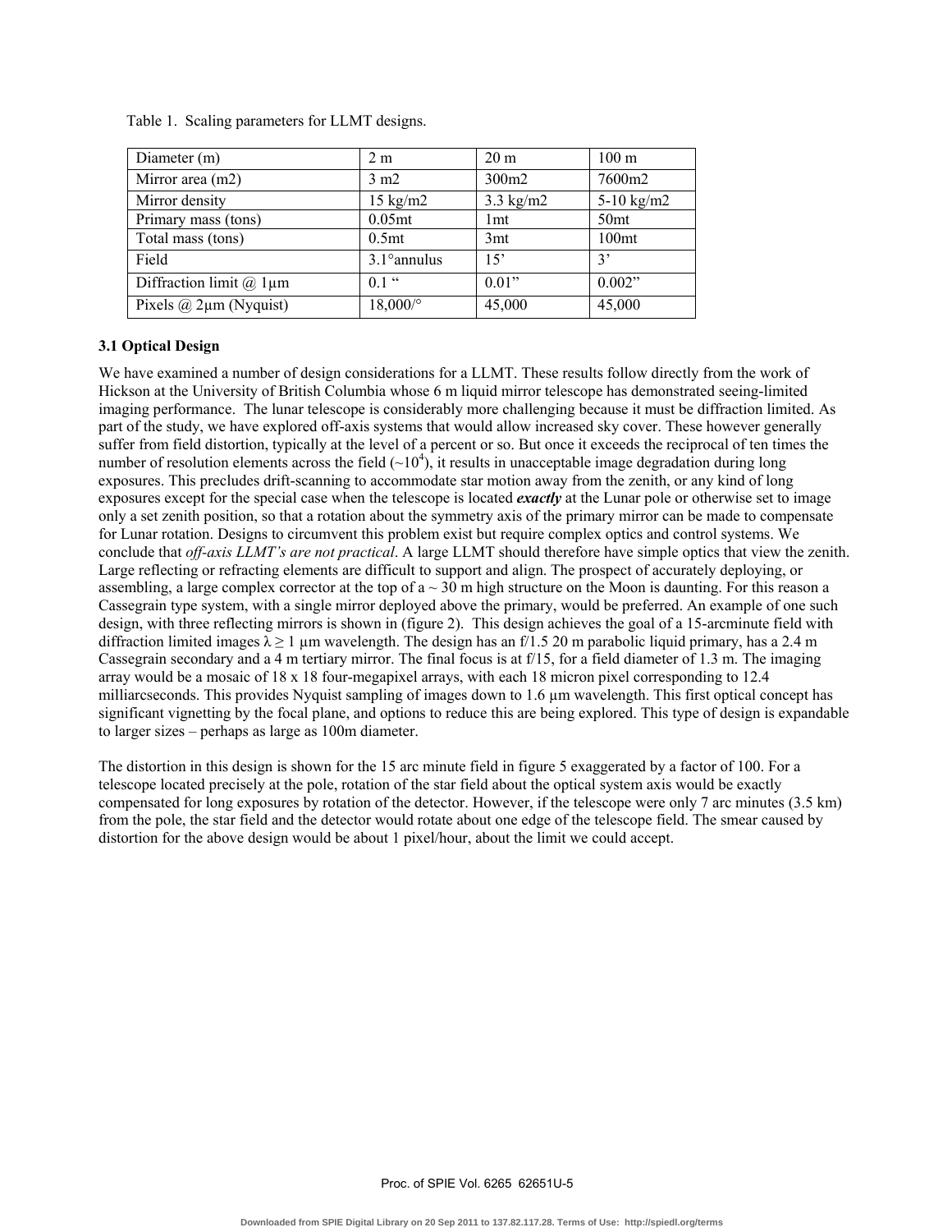Table 1. Scaling parameters for LLMT designs.

| Diameter (m) | 2 m | 20 m | 100 m |
|---|---|---|---|
| Mirror area (m2) | 3 m2 | 300m2 | 7600m2 |
| Mirror density | 15 kg/m2 | 3.3 kg/m2 | 5-10 kg/m2 |
| Primary mass (tons) | 0.05mt | 1mt | 50mt |
| Total mass (tons) | 0.5mt | 3mt | 100mt |
| Field | 3.1°annulus | 15' | 3' |
| Diffraction limit @ 1μm | 0.1 " | 0.01" | 0.002" |
| Pixels @ 2μm (Nyquist) | 18,000/° | 45,000 | 45,000 |

### 3.1 Optical Design

We have examined a number of design considerations for a LLMT. These results follow directly from the work of Hickson at the University of British Columbia whose 6 m liquid mirror telescope has demonstrated seeing-limited imaging performance. The lunar telescope is considerably more challenging because it must be diffraction limited. As part of the study, we have explored off-axis systems that would allow increased sky cover. These however generally suffer from field distortion, typically at the level of a percent or so. But once it exceeds the reciprocal of ten times the number of resolution elements across the field ($\sim 10^4$), it results in unacceptable image degradation during long exposures. This precludes drift-scanning to accommodate star motion away from the zenith, or any kind of long exposures except for the special case when the telescope is located ***exactly*** at the Lunar pole or otherwise set to image only a set zenith position, so that a rotation about the symmetry axis of the primary mirror can be made to compensate for Lunar rotation. Designs to circumvent this problem exist but require complex optics and control systems. We conclude that *off-axis LLMT's are not practical*. A large LLMT should therefore have simple optics that view the zenith. Large reflecting or refracting elements are difficult to support and align. The prospect of accurately deploying, or assembling, a large complex corrector at the top of a ~ 30 m high structure on the Moon is daunting. For this reason a Cassegrain type system, with a single mirror deployed above the primary, would be preferred. An example of one such design, with three reflecting mirrors is shown in (figure 2). This design achieves the goal of a 15-arcminute field with diffraction limited images $\lambda \geq 1$ μm wavelength. The design has an f/1.5 20 m parabolic liquid primary, has a 2.4 m Cassegrain secondary and a 4 m tertiary mirror. The final focus is at f/15, for a field diameter of 1.3 m. The imaging array would be a mosaic of 18 x 18 four-megapixel arrays, with each 18 micron pixel corresponding to 12.4 milliarcseconds. This provides Nyquist sampling of images down to 1.6 μm wavelength. This first optical concept has significant vignetting by the focal plane, and options to reduce this are being explored. This type of design is expandable to larger sizes – perhaps as large as 100m diameter.

The distortion in this design is shown for the 15 arc minute field in figure 5 exaggerated by a factor of 100. For a telescope located precisely at the pole, rotation of the star field about the optical system axis would be exactly compensated for long exposures by rotation of the detector. However, if the telescope were only 7 arc minutes (3.5 km) from the pole, the star field and the detector would rotate about one edge of the telescope field. The smear caused by distortion for the above design would be about 1 pixel/hour, about the limit we could accept.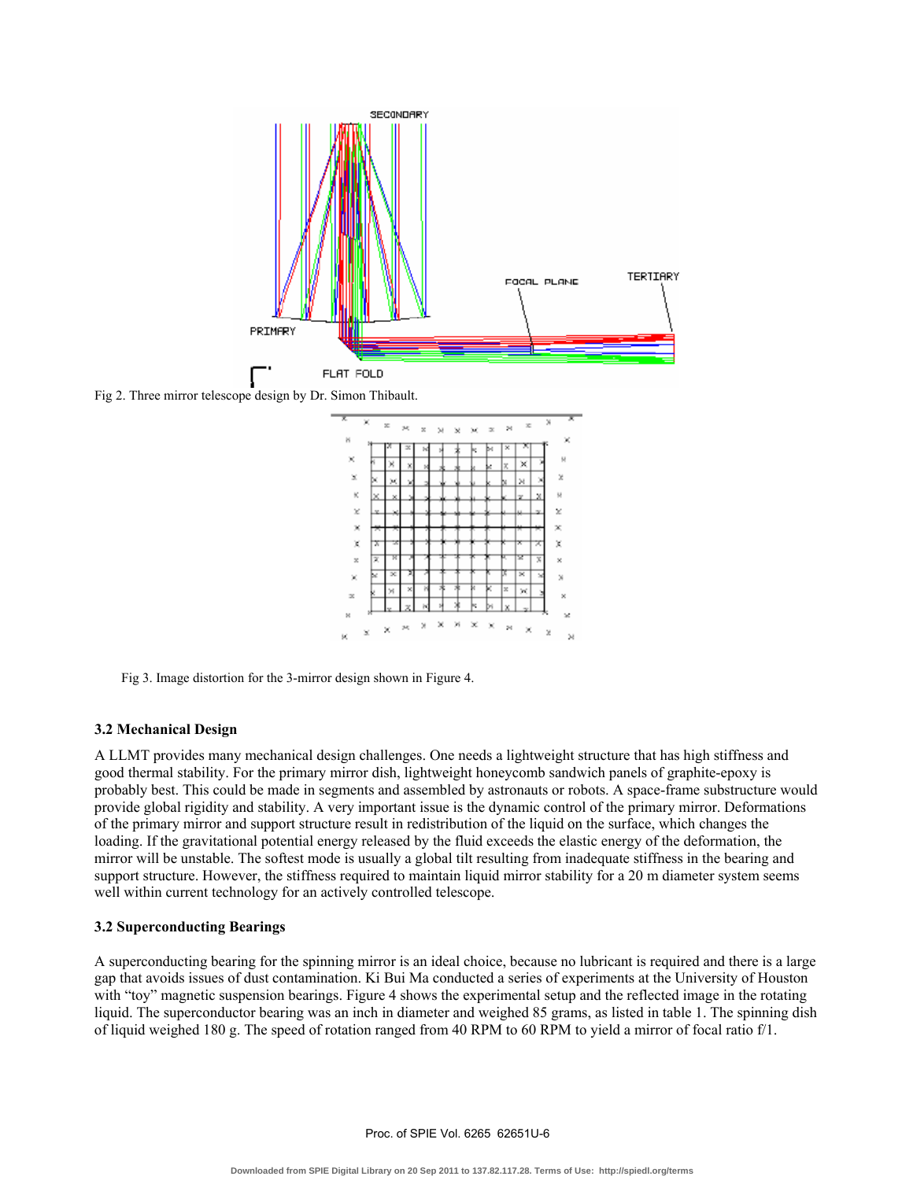Fig 2. Three mirror telescope design by Dr. Simon Thibault.

Fig 3. Image distortion for the 3-mirror design shown in Figure 4.

### 3.2 Mechanical Design

A LLMT provides many mechanical design challenges. One needs a lightweight structure that has high stiffness and good thermal stability. For the primary mirror dish, lightweight honeycomb sandwich panels of graphite-epoxy is probably best. This could be made in segments and assembled by astronauts or robots. A space-frame substructure would provide global rigidity and stability. A very important issue is the dynamic control of the primary mirror. Deformations of the primary mirror and support structure result in redistribution of the liquid on the surface, which changes the loading. If the gravitational potential energy released by the fluid exceeds the elastic energy of the deformation, the mirror will be unstable. The softest mode is usually a global tilt resulting from inadequate stiffness in the bearing and support structure. However, the stiffness required to maintain liquid mirror stability for a 20 m diameter system seems well within current technology for an actively controlled telescope.

### 3.2 Superconducting Bearings

A superconducting bearing for the spinning mirror is an ideal choice, because no lubricant is required and there is a large gap that avoids issues of dust contamination. Ki Bui Ma conducted a series of experiments at the University of Houston with "toy" magnetic suspension bearings. Figure 4 shows the experimental setup and the reflected image in the rotating liquid. The superconductor bearing was an inch in diameter and weighed 85 grams, as listed in table 1. The spinning dish of liquid weighed 180 g. The speed of rotation ranged from 40 RPM to 60 RPM to yield a mirror of focal ratio f/1.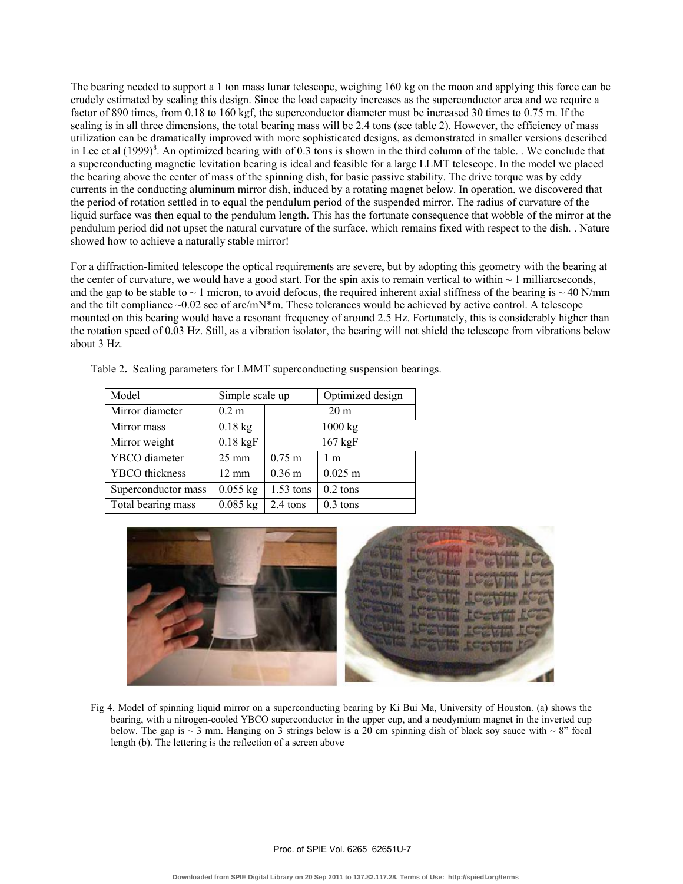The bearing needed to support a 1 ton mass lunar telescope, weighing 160 kg on the moon and applying this force can be crudely estimated by scaling this design. Since the load capacity increases as the superconductor area and we require a factor of 890 times, from 0.18 to 160 kgf, the superconductor diameter must be increased 30 times to 0.75 m. If the scaling is in all three dimensions, the total bearing mass will be 2.4 tons (see table 2). However, the efficiency of mass utilization can be dramatically improved with more sophisticated designs, as demonstrated in smaller versions described in Lee et al (1999)[8]. An optimized bearing with of 0.3 tons is shown in the third column of the table. . We conclude that a superconducting magnetic levitation bearing is ideal and feasible for a large LLMT telescope. In the model we placed the bearing above the center of mass of the spinning dish, for basic passive stability. The drive torque was by eddy currents in the conducting aluminum mirror dish, induced by a rotating magnet below. In operation, we discovered that the period of rotation settled in to equal the pendulum period of the suspended mirror. The radius of curvature of the liquid surface was then equal to the pendulum length. This has the fortunate consequence that wobble of the mirror at the pendulum period did not upset the natural curvature of the surface, which remains fixed with respect to the dish. . Nature showed how to achieve a naturally stable mirror!

For a diffraction-limited telescope the optical requirements are severe, but by adopting this geometry with the bearing at the center of curvature, we would have a good start. For the spin axis to remain vertical to within ~ 1 milliarcseconds, and the gap to be stable to ~ 1 micron, to avoid defocus, the required inherent axial stiffness of the bearing is ~ 40 N/mm and the tilt compliance ~0.02 sec of arc/mN*m. These tolerances would be achieved by active control. A telescope mounted on this bearing would have a resonant frequency of around 2.5 Hz. Fortunately, this is considerably higher than the rotation speed of 0.03 Hz. Still, as a vibration isolator, the bearing will not shield the telescope from vibrations below about 3 Hz.

Table 2**.** Scaling parameters for LMMT superconducting suspension bearings.

| Model | Simple scale up | | Optimized design |
|---|---|---|---|
| Mirror diameter | 0.2 m | 20 m | |
| Mirror mass | 0.18 kg | 1000 kg | |
| Mirror weight | 0.18 kgF | 167 kgF | |
| YBCO diameter | 25 mm | 0.75 m | 1 m |
| YBCO thickness | 12 mm | 0.36 m | 0.025 m |
| Superconductor mass | 0.055 kg | 1.53 tons | 0.2 tons |
| Total bearing mass | 0.085 kg | 2.4 tons | 0.3 tons |

Fig 4. Model of spinning liquid mirror on a superconducting bearing by Ki Bui Ma, University of Houston. (a) shows the bearing, with a nitrogen-cooled YBCO superconductor in the upper cup, and a neodymium magnet in the inverted cup below. The gap is ~ 3 mm. Hanging on 3 strings below is a 20 cm spinning dish of black soy sauce with ~ 8" focal length (b). The lettering is the reflection of a screen above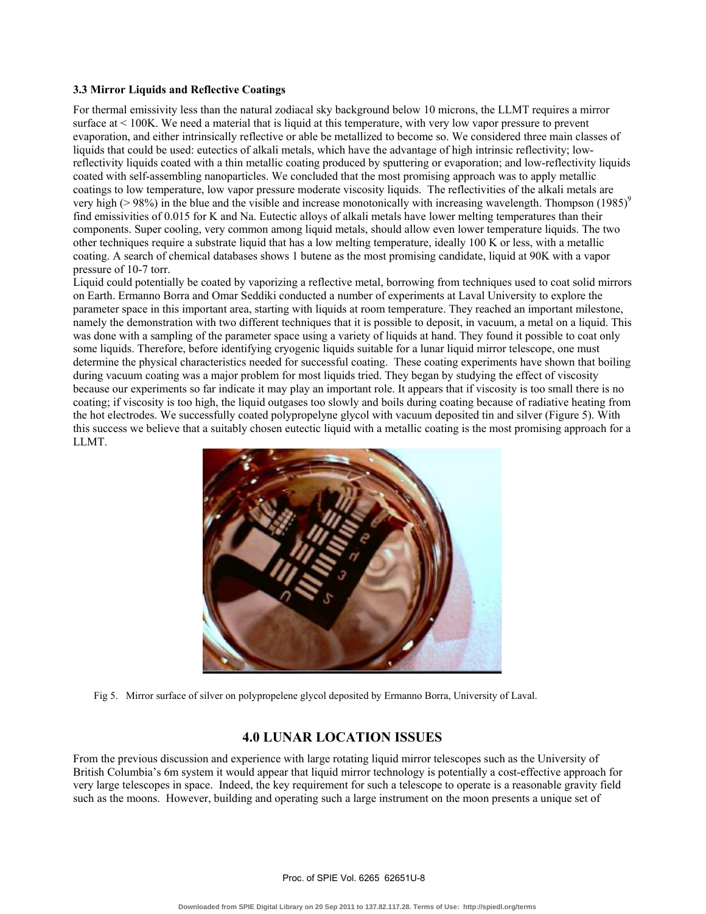### 3.3 Mirror Liquids and Reflective Coatings

For thermal emissivity less than the natural zodiacal sky background below 10 microns, the LLMT requires a mirror surface at < 100K. We need a material that is liquid at this temperature, with very low vapor pressure to prevent evaporation, and either intrinsically reflective or able be metallized to become so. We considered three main classes of liquids that could be used: eutectics of alkali metals, which have the advantage of high intrinsic reflectivity; low-reflectivity liquids coated with a thin metallic coating produced by sputtering or evaporation; and low-reflectivity liquids coated with self-assembling nanoparticles. We concluded that the most promising approach was to apply metallic coatings to low temperature, low vapor pressure moderate viscosity liquids. The reflectivities of the alkali metals are very high (> 98%) in the blue and the visible and increase monotonically with increasing wavelength. Thompson (1985)[9] find emissivities of 0.015 for K and Na. Eutectic alloys of alkali metals have lower melting temperatures than their components. Super cooling, very common among liquid metals, should allow even lower temperature liquids. The two other techniques require a substrate liquid that has a low melting temperature, ideally 100 K or less, with a metallic coating. A search of chemical databases shows 1 butene as the most promising candidate, liquid at 90K with a vapor pressure of 10-7 torr.

Liquid could potentially be coated by vaporizing a reflective metal, borrowing from techniques used to coat solid mirrors on Earth. Ermanno Borra and Omar Seddiki conducted a number of experiments at Laval University to explore the parameter space in this important area, starting with liquids at room temperature. They reached an important milestone, namely the demonstration with two different techniques that it is possible to deposit, in vacuum, a metal on a liquid. This was done with a sampling of the parameter space using a variety of liquids at hand. They found it possible to coat only some liquids. Therefore, before identifying cryogenic liquids suitable for a lunar liquid mirror telescope, one must determine the physical characteristics needed for successful coating. These coating experiments have shown that boiling during vacuum coating was a major problem for most liquids tried. They began by studying the effect of viscosity because our experiments so far indicate it may play an important role. It appears that if viscosity is too small there is no coating; if viscosity is too high, the liquid outgases too slowly and boils during coating because of radiative heating from the hot electrodes. We successfully coated polypropelyne glycol with vacuum deposited tin and silver (Figure 5). With this success we believe that a suitably chosen eutectic liquid with a metallic coating is the most promising approach for a LLMT.

Fig 5. Mirror surface of silver on polypropelene glycol deposited by Ermanno Borra, University of Laval.

## 4.0 LUNAR LOCATION ISSUES

From the previous discussion and experience with large rotating liquid mirror telescopes such as the University of British Columbia's 6m system it would appear that liquid mirror technology is potentially a cost-effective approach for very large telescopes in space. Indeed, the key requirement for such a telescope to operate is a reasonable gravity field such as the moons. However, building and operating such a large instrument on the moon presents a unique set of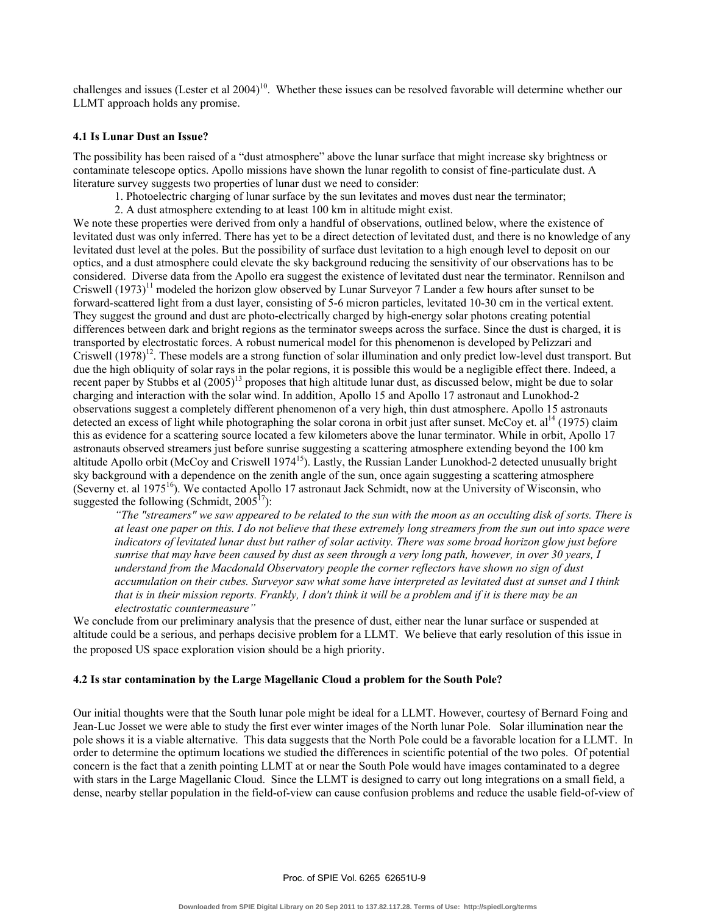challenges and issues (Lester et al 2004)[10]. Whether these issues can be resolved favorable will determine whether our LLMT approach holds any promise.

### 4.1 Is Lunar Dust an Issue?

The possibility has been raised of a "dust atmosphere" above the lunar surface that might increase sky brightness or contaminate telescope optics. Apollo missions have shown the lunar regolith to consist of fine-particulate dust. A literature survey suggests two properties of lunar dust we need to consider:

1. Photoelectric charging of lunar surface by the sun levitates and moves dust near the terminator;
2. A dust atmosphere extending to at least 100 km in altitude might exist.

We note these properties were derived from only a handful of observations, outlined below, where the existence of levitated dust was only inferred. There has yet to be a direct detection of levitated dust, and there is no knowledge of any levitated dust level at the poles. But the possibility of surface dust levitation to a high enough level to deposit on our optics, and a dust atmosphere could elevate the sky background reducing the sensitivity of our observations has to be considered. Diverse data from the Apollo era suggest the existence of levitated dust near the terminator. Rennilson and Criswell (1973)[11] modeled the horizon glow observed by Lunar Surveyor 7 Lander a few hours after sunset to be forward-scattered light from a dust layer, consisting of 5-6 micron particles, levitated 10-30 cm in the vertical extent. They suggest the ground and dust are photo-electrically charged by high-energy solar photons creating potential differences between dark and bright regions as the terminator sweeps across the surface. Since the dust is charged, it is transported by electrostatic forces. A robust numerical model for this phenomenon is developed by Pelizzari and Criswell (1978)[12]. These models are a strong function of solar illumination and only predict low-level dust transport. But due the high obliquity of solar rays in the polar regions, it is possible this would be a negligible effect there. Indeed, a recent paper by Stubbs et al (2005)[13] proposes that high altitude lunar dust, as discussed below, might be due to solar charging and interaction with the solar wind. In addition, Apollo 15 and Apollo 17 astronaut and Lunokhod-2 observations suggest a completely different phenomenon of a very high, thin dust atmosphere. Apollo 15 astronauts detected an excess of light while photographing the solar corona in orbit just after sunset. McCoy et. al[14] (1975) claim this as evidence for a scattering source located a few kilometers above the lunar terminator. While in orbit, Apollo 17 astronauts observed streamers just before sunrise suggesting a scattering atmosphere extending beyond the 100 km altitude Apollo orbit (McCoy and Criswell 1974[15]). Lastly, the Russian Lander Lunokhod-2 detected unusually bright sky background with a dependence on the zenith angle of the sun, once again suggesting a scattering atmosphere (Severny et. al 1975[16]). We contacted Apollo 17 astronaut Jack Schmidt, now at the University of Wisconsin, who suggested the following (Schmidt, 2005[17]):

> *"The "streamers" we saw appeared to be related to the sun with the moon as an occulting disk of sorts. There is at least one paper on this. I do not believe that these extremely long streamers from the sun out into space were indicators of levitated lunar dust but rather of solar activity. There was some broad horizon glow just before sunrise that may have been caused by dust as seen through a very long path, however, in over 30 years, I understand from the Macdonald Observatory people the corner reflectors have shown no sign of dust accumulation on their cubes. Surveyor saw what some have interpreted as levitated dust at sunset and I think that is in their mission reports. Frankly, I don't think it will be a problem and if it is there may be an electrostatic countermeasure"*

We conclude from our preliminary analysis that the presence of dust, either near the lunar surface or suspended at altitude could be a serious, and perhaps decisive problem for a LLMT. We believe that early resolution of this issue in the proposed US space exploration vision should be a high priority.

### 4.2 Is star contamination by the Large Magellanic Cloud a problem for the South Pole?

Our initial thoughts were that the South lunar pole might be ideal for a LLMT. However, courtesy of Bernard Foing and Jean-Luc Josset we were able to study the first ever winter images of the North lunar Pole. Solar illumination near the pole shows it is a viable alternative. This data suggests that the North Pole could be a favorable location for a LLMT. In order to determine the optimum locations we studied the differences in scientific potential of the two poles. Of potential concern is the fact that a zenith pointing LLMT at or near the South Pole would have images contaminated to a degree with stars in the Large Magellanic Cloud. Since the LLMT is designed to carry out long integrations on a small field, a dense, nearby stellar population in the field-of-view can cause confusion problems and reduce the usable field-of-view of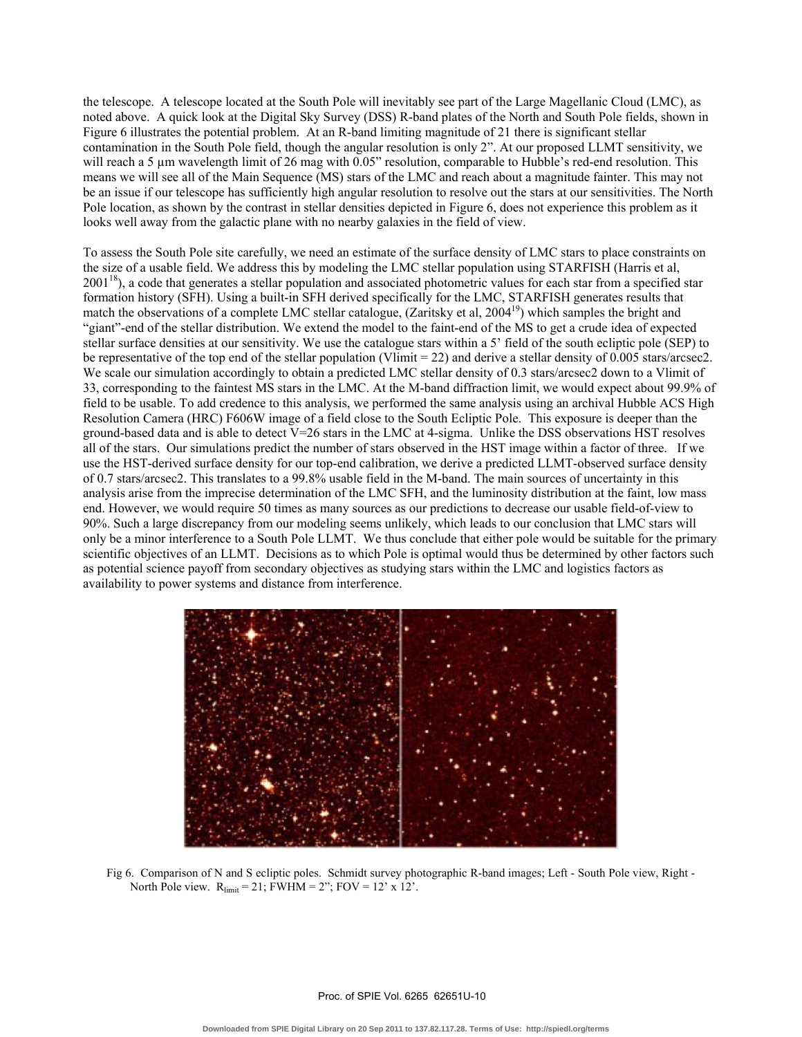the telescope. A telescope located at the South Pole will inevitably see part of the Large Magellanic Cloud (LMC), as noted above. A quick look at the Digital Sky Survey (DSS) R-band plates of the North and South Pole fields, shown in Figure 6 illustrates the potential problem. At an R-band limiting magnitude of 21 there is significant stellar contamination in the South Pole field, though the angular resolution is only 2”. At our proposed LLMT sensitivity, we will reach a 5 µm wavelength limit of 26 mag with 0.05” resolution, comparable to Hubble’s red-end resolution. This means we will see all of the Main Sequence (MS) stars of the LMC and reach about a magnitude fainter. This may not be an issue if our telescope has sufficiently high angular resolution to resolve out the stars at our sensitivities. The North Pole location, as shown by the contrast in stellar densities depicted in Figure 6, does not experience this problem as it looks well away from the galactic plane with no nearby galaxies in the field of view.

To assess the South Pole site carefully, we need an estimate of the surface density of LMC stars to place constraints on the size of a usable field. We address this by modeling the LMC stellar population using STARFISH (Harris et al, 2001[18]), a code that generates a stellar population and associated photometric values for each star from a specified star formation history (SFH). Using a built-in SFH derived specifically for the LMC, STARFISH generates results that match the observations of a complete LMC stellar catalogue, (Zaritsky et al, 2004[19]) which samples the bright and “giant”-end of the stellar distribution. We extend the model to the faint-end of the MS to get a crude idea of expected stellar surface densities at our sensitivity. We use the catalogue stars within a 5’ field of the south ecliptic pole (SEP) to be representative of the top end of the stellar population (Vlimit = 22) and derive a stellar density of 0.005 stars/arcsec2. We scale our simulation accordingly to obtain a predicted LMC stellar density of 0.3 stars/arcsec2 down to a Vlimit of 33, corresponding to the faintest MS stars in the LMC. At the M-band diffraction limit, we would expect about 99.9% of field to be usable. To add credence to this analysis, we performed the same analysis using an archival Hubble ACS High Resolution Camera (HRC) F606W image of a field close to the South Ecliptic Pole. This exposure is deeper than the ground-based data and is able to detect V=26 stars in the LMC at 4-sigma. Unlike the DSS observations HST resolves all of the stars. Our simulations predict the number of stars observed in the HST image within a factor of three. If we use the HST-derived surface density for our top-end calibration, we derive a predicted LLMT-observed surface density of 0.7 stars/arcsec2. This translates to a 99.8% usable field in the M-band. The main sources of uncertainty in this analysis arise from the imprecise determination of the LMC SFH, and the luminosity distribution at the faint, low mass end. However, we would require 50 times as many sources as our predictions to decrease our usable field-of-view to 90%. Such a large discrepancy from our modeling seems unlikely, which leads to our conclusion that LMC stars will only be a minor interference to a South Pole LLMT. We thus conclude that either pole would be suitable for the primary scientific objectives of an LLMT. Decisions as to which Pole is optimal would thus be determined by other factors such as potential science payoff from secondary objectives as studying stars within the LMC and logistics factors as availability to power systems and distance from interference.

Fig 6. Comparison of N and S ecliptic poles. Schmidt survey photographic R-band images; Left - South Pole view, Right - North Pole view. $R_{limit} = 21$; FWHM = 2”; FOV = 12’ x 12’.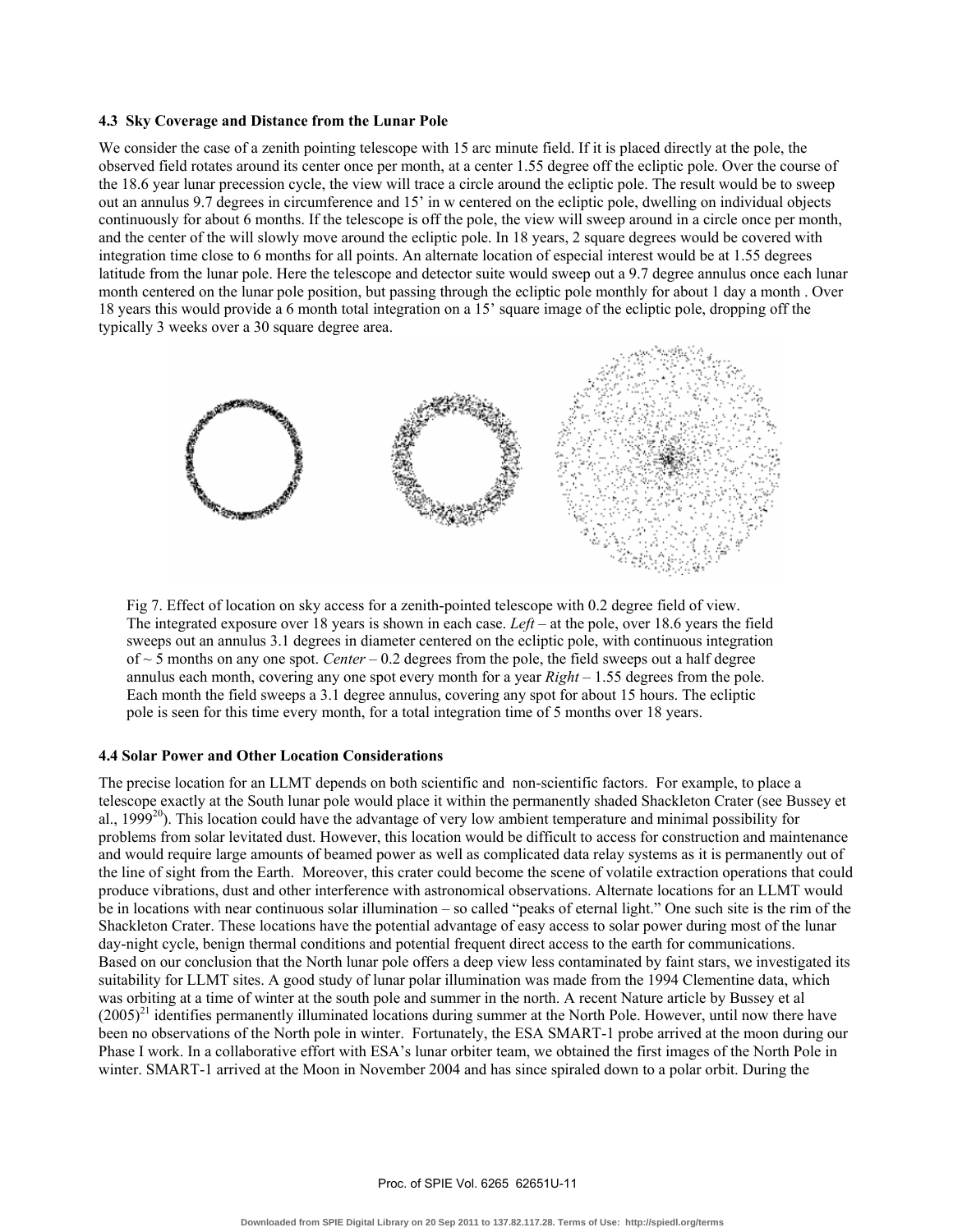### 4.3 Sky Coverage and Distance from the Lunar Pole

We consider the case of a zenith pointing telescope with 15 arc minute field. If it is placed directly at the pole, the observed field rotates around its center once per month, at a center 1.55 degree off the ecliptic pole. Over the course of the 18.6 year lunar precession cycle, the view will trace a circle around the ecliptic pole. The result would be to sweep out an annulus 9.7 degrees in circumference and 15' in w centered on the ecliptic pole, dwelling on individual objects continuously for about 6 months. If the telescope is off the pole, the view will sweep around in a circle once per month, and the center of the will slowly move around the ecliptic pole. In 18 years, 2 square degrees would be covered with integration time close to 6 months for all points. An alternate location of especial interest would be at 1.55 degrees latitude from the lunar pole. Here the telescope and detector suite would sweep out a 9.7 degree annulus once each lunar month centered on the lunar pole position, but passing through the ecliptic pole monthly for about 1 day a month . Over 18 years this would provide a 6 month total integration on a 15' square image of the ecliptic pole, dropping off the typically 3 weeks over a 30 square degree area.

Fig 7. Effect of location on sky access for a zenith-pointed telescope with 0.2 degree field of view. The integrated exposure over 18 years is shown in each case. *Left* – at the pole, over 18.6 years the field sweeps out an annulus 3.1 degrees in diameter centered on the ecliptic pole, with continuous integration of ~ 5 months on any one spot. *Center* – 0.2 degrees from the pole, the field sweeps out a half degree annulus each month, covering any one spot every month for a year *Right* – 1.55 degrees from the pole. Each month the field sweeps a 3.1 degree annulus, covering any spot for about 15 hours. The ecliptic pole is seen for this time every month, for a total integration time of 5 months over 18 years.

### 4.4 Solar Power and Other Location Considerations

The precise location for an LLMT depends on both scientific and non-scientific factors. For example, to place a telescope exactly at the South lunar pole would place it within the permanently shaded Shackleton Crater (see Bussey et al., 1999[20]). This location could have the advantage of very low ambient temperature and minimal possibility for problems from solar levitated dust. However, this location would be difficult to access for construction and maintenance and would require large amounts of beamed power as well as complicated data relay systems as it is permanently out of the line of sight from the Earth. Moreover, this crater could become the scene of volatile extraction operations that could produce vibrations, dust and other interference with astronomical observations. Alternate locations for an LLMT would be in locations with near continuous solar illumination – so called "peaks of eternal light." One such site is the rim of the Shackleton Crater. These locations have the potential advantage of easy access to solar power during most of the lunar day-night cycle, benign thermal conditions and potential frequent direct access to the earth for communications.

Based on our conclusion that the North lunar pole offers a deep view less contaminated by faint stars, we investigated its suitability for LLMT sites. A good study of lunar polar illumination was made from the 1994 Clementine data, which was orbiting at a time of winter at the south pole and summer in the north. A recent Nature article by Bussey et al (2005)[21] identifies permanently illuminated locations during summer at the North Pole. However, until now there have been no observations of the North pole in winter. Fortunately, the ESA SMART-1 probe arrived at the moon during our Phase I work. In a collaborative effort with ESA's lunar orbiter team, we obtained the first images of the North Pole in winter. SMART-1 arrived at the Moon in November 2004 and has since spiraled down to a polar orbit. During the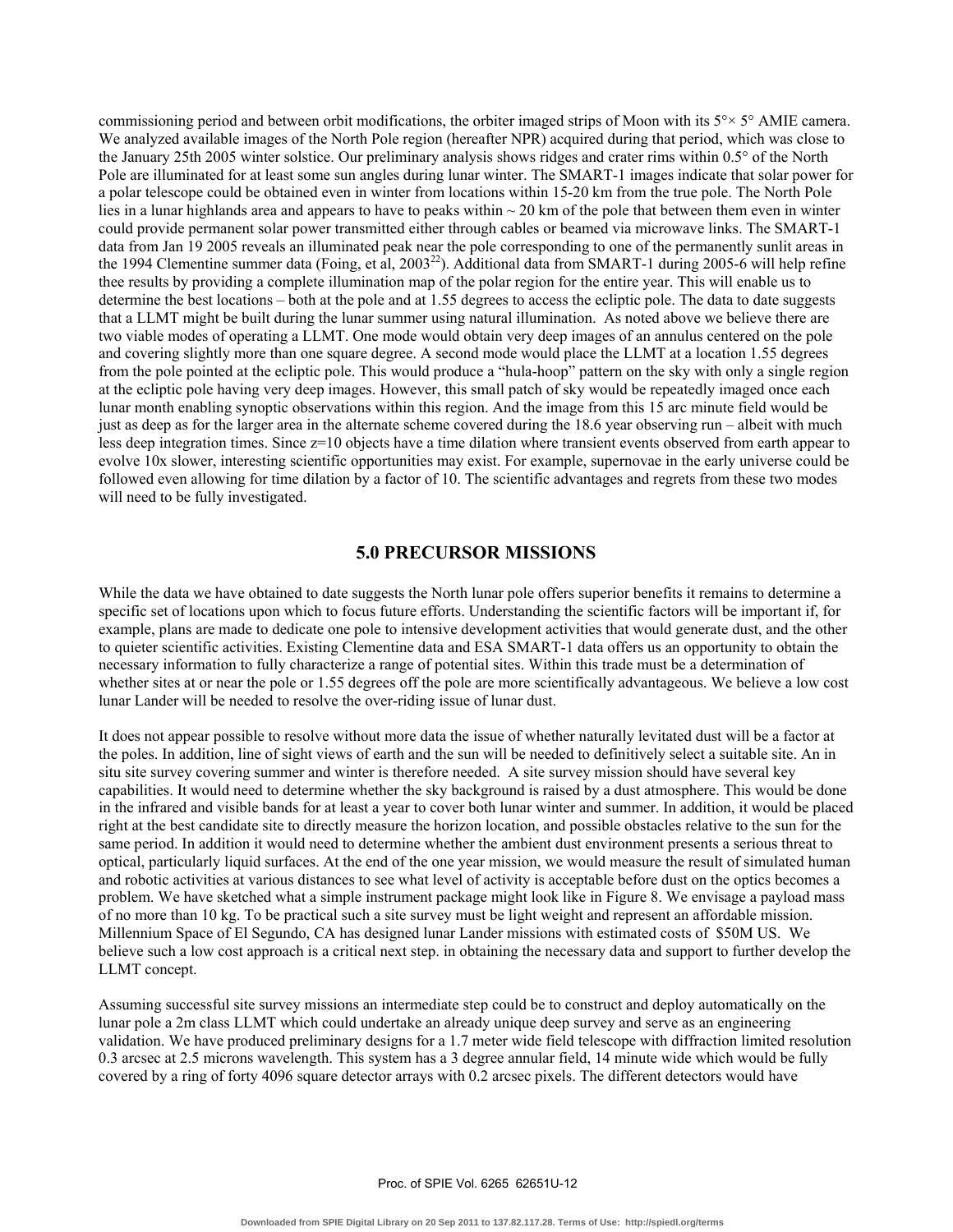commissioning period and between orbit modifications, the orbiter imaged strips of Moon with its 5°× 5° AMIE camera. We analyzed available images of the North Pole region (hereafter NPR) acquired during that period, which was close to the January 25th 2005 winter solstice. Our preliminary analysis shows ridges and crater rims within 0.5° of the North Pole are illuminated for at least some sun angles during lunar winter. The SMART-1 images indicate that solar power for a polar telescope could be obtained even in winter from locations within 15-20 km from the true pole. The North Pole lies in a lunar highlands area and appears to have to peaks within ~ 20 km of the pole that between them even in winter could provide permanent solar power transmitted either through cables or beamed via microwave links. The SMART-1 data from Jan 19 2005 reveals an illuminated peak near the pole corresponding to one of the permanently sunlit areas in the 1994 Clementine summer data (Foing, et al, 2003[22]). Additional data from SMART-1 during 2005-6 will help refine thee results by providing a complete illumination map of the polar region for the entire year. This will enable us to determine the best locations – both at the pole and at 1.55 degrees to access the ecliptic pole. The data to date suggests that a LLMT might be built during the lunar summer using natural illumination. As noted above we believe there are two viable modes of operating a LLMT. One mode would obtain very deep images of an annulus centered on the pole and covering slightly more than one square degree. A second mode would place the LLMT at a location 1.55 degrees from the pole pointed at the ecliptic pole. This would produce a "hula-hoop" pattern on the sky with only a single region at the ecliptic pole having very deep images. However, this small patch of sky would be repeatedly imaged once each lunar month enabling synoptic observations within this region. And the image from this 15 arc minute field would be just as deep as for the larger area in the alternate scheme covered during the 18.6 year observing run – albeit with much less deep integration times. Since z=10 objects have a time dilation where transient events observed from earth appear to evolve 10x slower, interesting scientific opportunities may exist. For example, supernovae in the early universe could be followed even allowing for time dilation by a factor of 10. The scientific advantages and regrets from these two modes will need to be fully investigated.

## 5.0 PRECURSOR MISSIONS

While the data we have obtained to date suggests the North lunar pole offers superior benefits it remains to determine a specific set of locations upon which to focus future efforts. Understanding the scientific factors will be important if, for example, plans are made to dedicate one pole to intensive development activities that would generate dust, and the other to quieter scientific activities. Existing Clementine data and ESA SMART-1 data offers us an opportunity to obtain the necessary information to fully characterize a range of potential sites. Within this trade must be a determination of whether sites at or near the pole or 1.55 degrees off the pole are more scientifically advantageous. We believe a low cost lunar Lander will be needed to resolve the over-riding issue of lunar dust.

It does not appear possible to resolve without more data the issue of whether naturally levitated dust will be a factor at the poles. In addition, line of sight views of earth and the sun will be needed to definitively select a suitable site. An in situ site survey covering summer and winter is therefore needed. A site survey mission should have several key capabilities. It would need to determine whether the sky background is raised by a dust atmosphere. This would be done in the infrared and visible bands for at least a year to cover both lunar winter and summer. In addition, it would be placed right at the best candidate site to directly measure the horizon location, and possible obstacles relative to the sun for the same period. In addition it would need to determine whether the ambient dust environment presents a serious threat to optical, particularly liquid surfaces. At the end of the one year mission, we would measure the result of simulated human and robotic activities at various distances to see what level of activity is acceptable before dust on the optics becomes a problem. We have sketched what a simple instrument package might look like in Figure 8. We envisage a payload mass of no more than 10 kg. To be practical such a site survey must be light weight and represent an affordable mission. Millennium Space of El Segundo, CA has designed lunar Lander missions with estimated costs of $50M US. We believe such a low cost approach is a critical next step. in obtaining the necessary data and support to further develop the LLMT concept.

Assuming successful site survey missions an intermediate step could be to construct and deploy automatically on the lunar pole a 2m class LLMT which could undertake an already unique deep survey and serve as an engineering validation. We have produced preliminary designs for a 1.7 meter wide field telescope with diffraction limited resolution 0.3 arcsec at 2.5 microns wavelength. This system has a 3 degree annular field, 14 minute wide which would be fully covered by a ring of forty 4096 square detector arrays with 0.2 arcsec pixels. The different detectors would have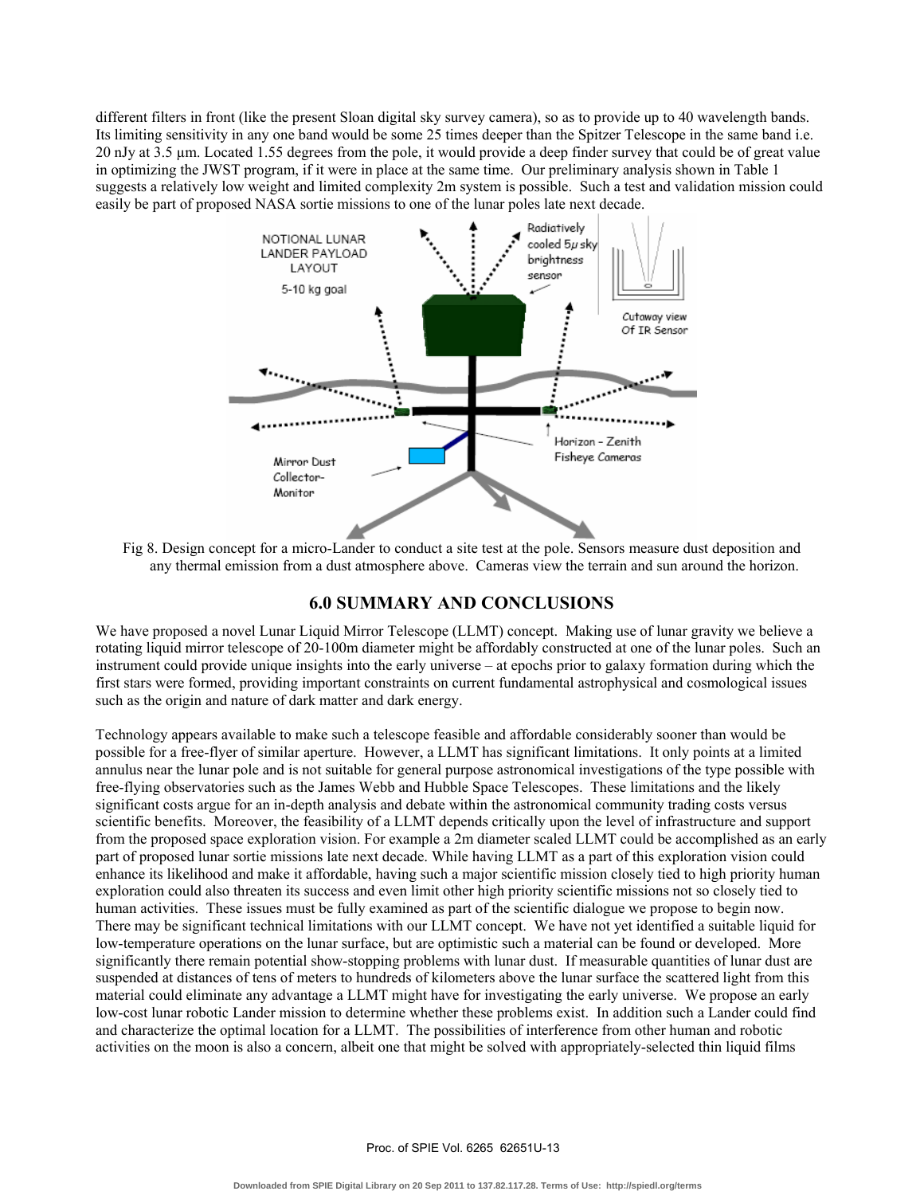different filters in front (like the present Sloan digital sky survey camera), so as to provide up to 40 wavelength bands. Its limiting sensitivity in any one band would be some 25 times deeper than the Spitzer Telescope in the same band i.e. 20 nJy at 3.5 µm. Located 1.55 degrees from the pole, it would provide a deep finder survey that could be of great value in optimizing the JWST program, if it were in place at the same time. Our preliminary analysis shown in Table 1 suggests a relatively low weight and limited complexity 2m system is possible. Such a test and validation mission could easily be part of proposed NASA sortie missions to one of the lunar poles late next decade.

Fig 8. Design concept for a micro-Lander to conduct a site test at the pole. Sensors measure dust deposition and any thermal emission from a dust atmosphere above. Cameras view the terrain and sun around the horizon.

## 6.0 SUMMARY AND CONCLUSIONS

We have proposed a novel Lunar Liquid Mirror Telescope (LLMT) concept. Making use of lunar gravity we believe a rotating liquid mirror telescope of 20-100m diameter might be affordably constructed at one of the lunar poles. Such an instrument could provide unique insights into the early universe – at epochs prior to galaxy formation during which the first stars were formed, providing important constraints on current fundamental astrophysical and cosmological issues such as the origin and nature of dark matter and dark energy.

Technology appears available to make such a telescope feasible and affordable considerably sooner than would be possible for a free-flyer of similar aperture. However, a LLMT has significant limitations. It only points at a limited annulus near the lunar pole and is not suitable for general purpose astronomical investigations of the type possible with free-flying observatories such as the James Webb and Hubble Space Telescopes. These limitations and the likely significant costs argue for an in-depth analysis and debate within the astronomical community trading costs versus scientific benefits. Moreover, the feasibility of a LLMT depends critically upon the level of infrastructure and support from the proposed space exploration vision. For example a 2m diameter scaled LLMT could be accomplished as an early part of proposed lunar sortie missions late next decade. While having LLMT as a part of this exploration vision could enhance its likelihood and make it affordable, having such a major scientific mission closely tied to high priority human exploration could also threaten its success and even limit other high priority scientific missions not so closely tied to human activities. These issues must be fully examined as part of the scientific dialogue we propose to begin now. There may be significant technical limitations with our LLMT concept. We have not yet identified a suitable liquid for low-temperature operations on the lunar surface, but are optimistic such a material can be found or developed. More significantly there remain potential show-stopping problems with lunar dust. If measurable quantities of lunar dust are suspended at distances of tens of meters to hundreds of kilometers above the lunar surface the scattered light from this material could eliminate any advantage a LLMT might have for investigating the early universe. We propose an early low-cost lunar robotic Lander mission to determine whether these problems exist. In addition such a Lander could find and characterize the optimal location for a LLMT. The possibilities of interference from other human and robotic activities on the moon is also a concern, albeit one that might be solved with appropriately-selected thin liquid films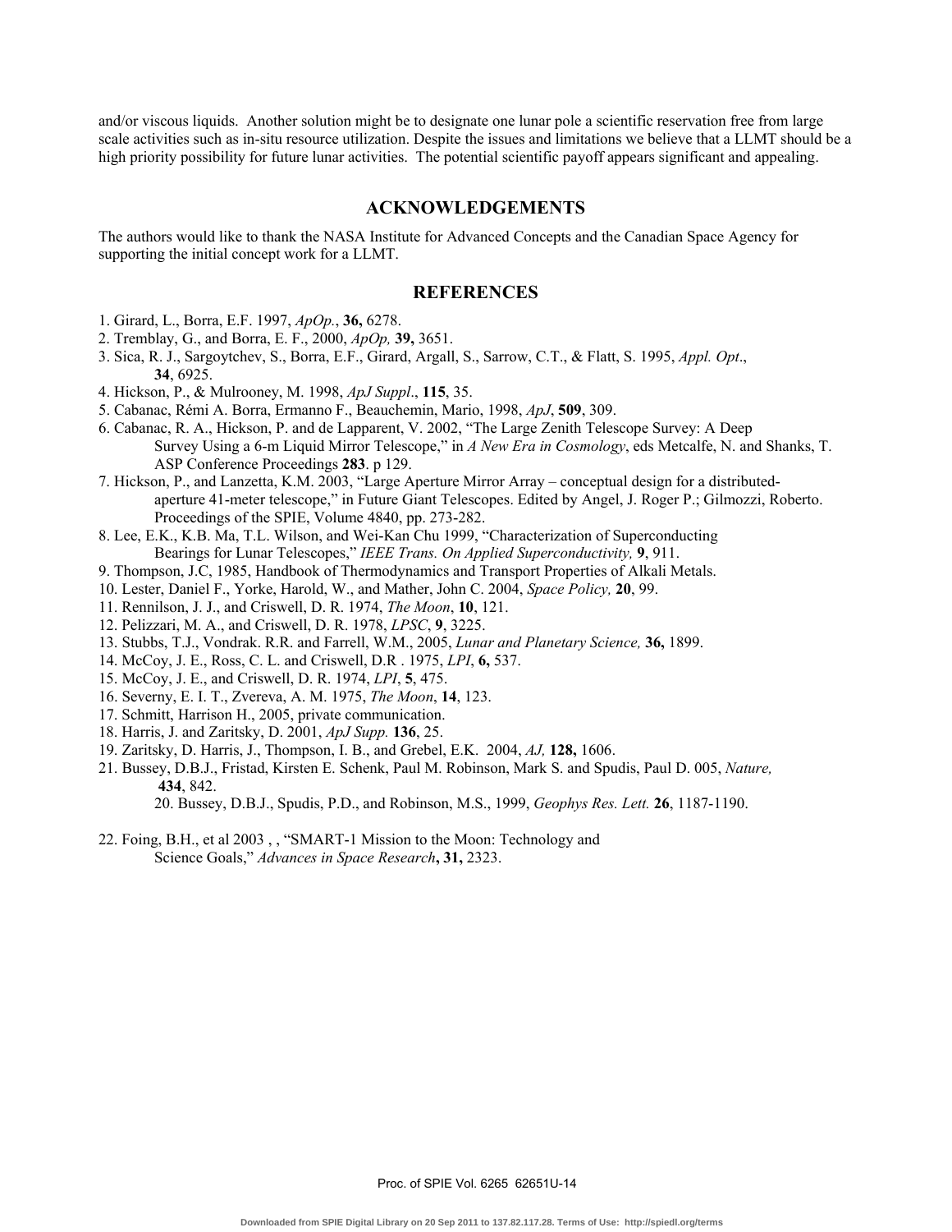and/or viscous liquids. Another solution might be to designate one lunar pole a scientific reservation free from large scale activities such as in-situ resource utilization. Despite the issues and limitations we believe that a LLMT should be a high priority possibility for future lunar activities. The potential scientific payoff appears significant and appealing.

## ACKNOWLEDGEMENTS

The authors would like to thank the NASA Institute for Advanced Concepts and the Canadian Space Agency for supporting the initial concept work for a LLMT.

## REFERENCES

1. Girard, L., Borra, E.F. 1997, *ApOp.*, **36,** 6278.
2. Tremblay, G., and Borra, E. F., 2000, *ApOp,* **39,** 3651.
3. Sica, R. J., Sargoytchev, S., Borra, E.F., Girard, Argall, S., Sarrow, C.T., & Flatt, S. 1995, *Appl. Opt*., **34**, 6925.
4. Hickson, P., & Mulrooney, M. 1998, *ApJ Suppl*., **115**, 35.
5. Cabanac, Rémi A. Borra, Ermanno F., Beauchemin, Mario, 1998, *ApJ*, **509**, 309.
6. Cabanac, R. A., Hickson, P. and de Lapparent, V. 2002, "The Large Zenith Telescope Survey: A Deep Survey Using a 6-m Liquid Mirror Telescope," in *A New Era in Cosmology*, eds Metcalfe, N. and Shanks, T. ASP Conference Proceedings **283**. p 129.
7. Hickson, P., and Lanzetta, K.M. 2003, "Large Aperture Mirror Array – conceptual design for a distributed-aperture 41-meter telescope," in Future Giant Telescopes. Edited by Angel, J. Roger P.; Gilmozzi, Roberto. Proceedings of the SPIE, Volume 4840, pp. 273-282.
8. Lee, E.K., K.B. Ma, T.L. Wilson, and Wei-Kan Chu 1999, "Characterization of Superconducting Bearings for Lunar Telescopes," *IEEE Trans. On Applied Superconductivity,* **9**, 911.
9. Thompson, J.C, 1985, Handbook of Thermodynamics and Transport Properties of Alkali Metals.
10. Lester, Daniel F., Yorke, Harold, W., and Mather, John C. 2004, *Space Policy,* **20**, 99.
11. Rennilson, J. J., and Criswell, D. R. 1974, *The Moon*, **10**, 121.
12. Pelizzari, M. A., and Criswell, D. R. 1978, *LPSC*, **9**, 3225.
13. Stubbs, T.J., Vondrak. R.R. and Farrell, W.M., 2005, *Lunar and Planetary Science,* **36,** 1899.
14. McCoy, J. E., Ross, C. L. and Criswell, D.R . 1975, *LPI*, **6,** 537.
15. McCoy, J. E., and Criswell, D. R. 1974, *LPI*, **5**, 475.
16. Severny, E. I. T., Zvereva, A. M. 1975, *The Moon*, **14**, 123.
17. Schmitt, Harrison H., 2005, private communication.
18. Harris, J. and Zaritsky, D. 2001, *ApJ Supp.* **136**, 25.
19. Zaritsky, D. Harris, J., Thompson, I. B., and Grebel, E.K. 2004, *AJ,* **128,** 1606.
21. Bussey, D.B.J., Fristad, Kirsten E. Schenk, Paul M. Robinson, Mark S. and Spudis, Paul D. 005, *Nature,* **434**, 842.
20. Bussey, D.B.J., Spudis, P.D., and Robinson, M.S., 1999, *Geophys Res. Lett.* **26**, 1187-1190.

22. Foing, B.H., et al 2003 , , "SMART-1 Mission to the Moon: Technology and Science Goals," *Advances in Space Research*, **31,** 2323.